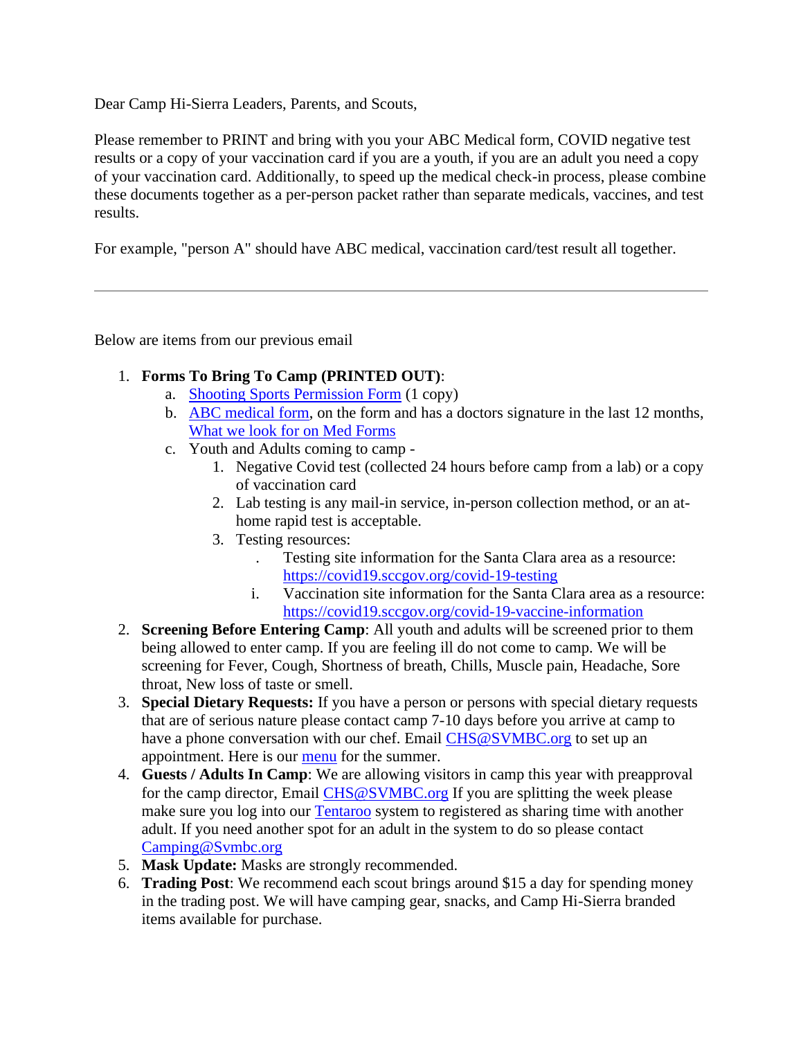Dear Camp Hi-Sierra Leaders, Parents, and Scouts,

Please remember to PRINT and bring with you your ABC Medical form, COVID negative test results or a copy of your vaccination card if you are a youth, if you are an adult you need a copy of your vaccination card. Additionally, to speed up the medical check-in process, please combine these documents together as a per-person packet rather than separate medicals, vaccines, and test results.

For example, "person A" should have ABC medical, vaccination card/test result all together.

---

Below are items from our previous email

1. **Forms To Bring To Camp (PRINTED OUT)**:
   a. Shooting Sports Permission Form (1 copy)
   b. ABC medical form, on the form and has a doctors signature in the last 12 months, What we look for on Med Forms
   c. Youth and Adults coming to camp -
      1. Negative Covid test (collected 24 hours before camp from a lab) or a copy of vaccination card
      2. Lab testing is any mail-in service, in-person collection method, or an at-home rapid test is acceptable.
      3. Testing resources:
         . Testing site information for the Santa Clara area as a resource: https://covid19.sccgov.org/covid-19-testing
         i. Vaccination site information for the Santa Clara area as a resource: https://covid19.sccgov.org/covid-19-vaccine-information
2. **Screening Before Entering Camp**: All youth and adults will be screened prior to them being allowed to enter camp. If you are feeling ill do not come to camp. We will be screening for Fever, Cough, Shortness of breath, Chills, Muscle pain, Headache, Sore throat, New loss of taste or smell.
3. **Special Dietary Requests:** If you have a person or persons with special dietary requests that are of serious nature please contact camp 7-10 days before you arrive at camp to have a phone conversation with our chef. Email CHS@SVMBC.org to set up an appointment. Here is our menu for the summer.
4. **Guests / Adults In Camp**: We are allowing visitors in camp this year with preapproval for the camp director, Email CHS@SVMBC.org If you are splitting the week please make sure you log into our Tentaroo system to registered as sharing time with another adult. If you need another spot for an adult in the system to do so please contact Camping@Svmbc.org
5. **Mask Update:** Masks are strongly recommended.
6. **Trading Post**: We recommend each scout brings around $15 a day for spending money in the trading post. We will have camping gear, snacks, and Camp Hi-Sierra branded items available for purchase.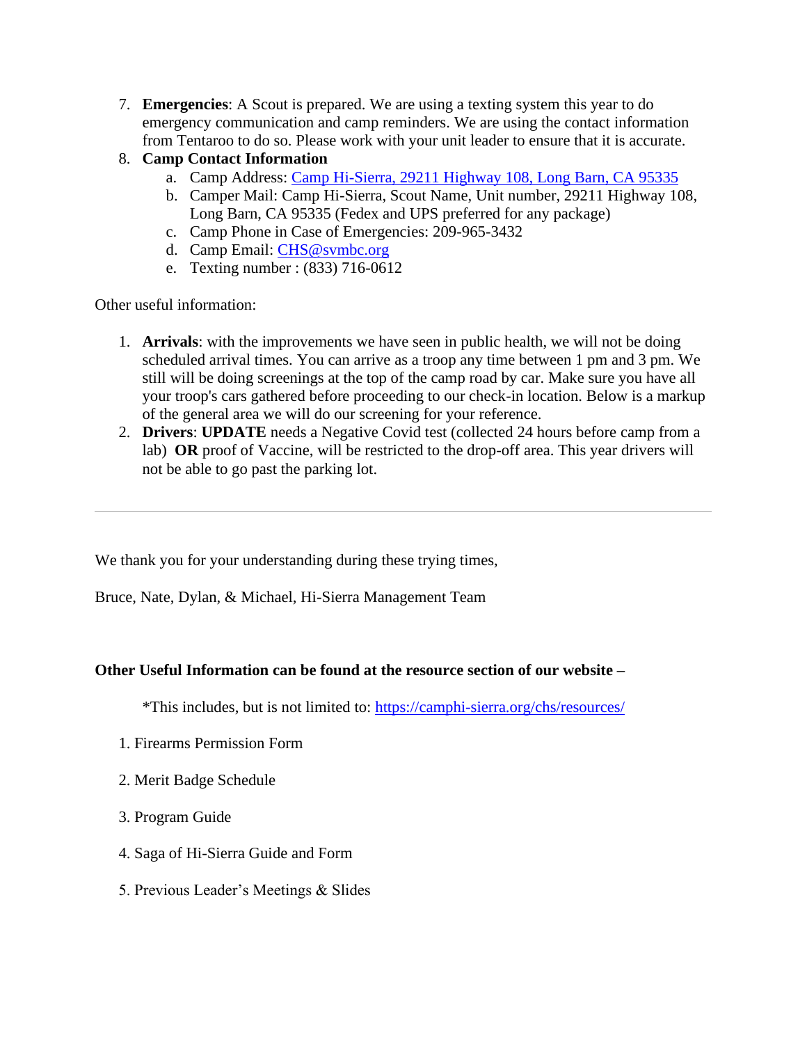7. **Emergencies**: A Scout is prepared. We are using a texting system this year to do emergency communication and camp reminders. We are using the contact information from Tentaroo to do so. Please work with your unit leader to ensure that it is accurate.
8. **Camp Contact Information**
   a. Camp Address: [Camp Hi-Sierra, 29211 Highway 108, Long Barn, CA 95335]
   b. Camper Mail: Camp Hi-Sierra, Scout Name, Unit number, 29211 Highway 108, Long Barn, CA 95335 (Fedex and UPS preferred for any package)
   c. Camp Phone in Case of Emergencies: 209-965-3432
   d. Camp Email: CHS@svmbc.org
   e. Texting number : (833) 716-0612

Other useful information:

1. **Arrivals**: with the improvements we have seen in public health, we will not be doing scheduled arrival times. You can arrive as a troop any time between 1 pm and 3 pm. We still will be doing screenings at the top of the camp road by car. Make sure you have all your troop's cars gathered before proceeding to our check-in location. Below is a markup of the general area we will do our screening for your reference.
2. **Drivers**: **UPDATE** needs a Negative Covid test (collected 24 hours before camp from a lab) **OR** proof of Vaccine, will be restricted to the drop-off area. This year drivers will not be able to go past the parking lot.

---

We thank you for your understanding during these trying times,

Bruce, Nate, Dylan, & Michael, Hi-Sierra Management Team

**Other Useful Information can be found at the resource section of our website –**

*This includes, but is not limited to: https://camphi-sierra.org/chs/resources/

1. Firearms Permission Form
2. Merit Badge Schedule
3. Program Guide
4. Saga of Hi-Sierra Guide and Form
5. Previous Leader's Meetings & Slides